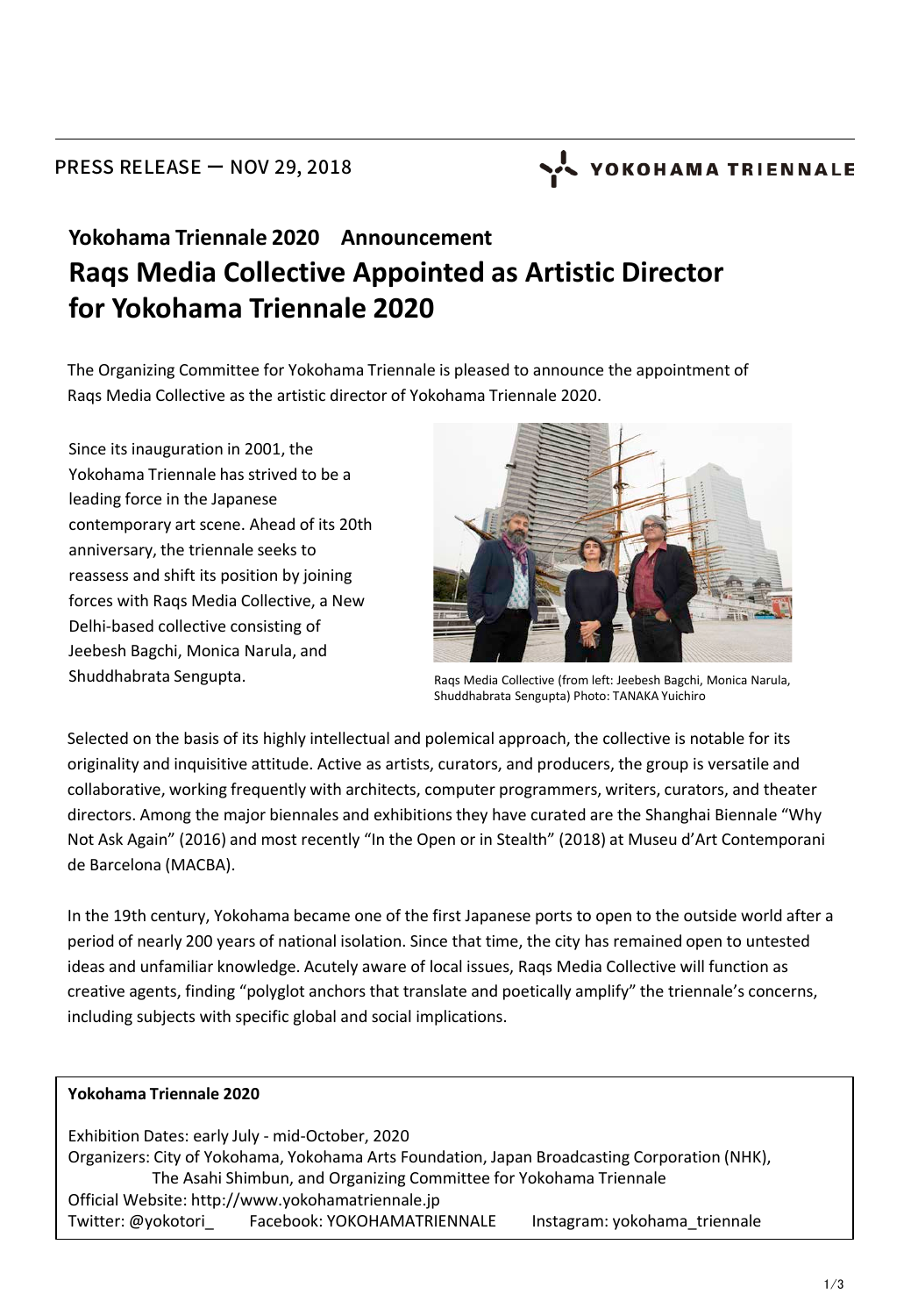PRESS RELEASE — NOV 29, 2018

YOKOHAMA TRIENNALE

## Yokohama Triennale 2020　Announcement

# Raqs Media Collective Appointed as Artistic Director for Yokohama Triennale 2020

The Organizing Committee for Yokohama Triennale is pleased to announce the appointment of Raqs Media Collective as the artistic director of Yokohama Triennale 2020.

Since its inauguration in 2001, the Yokohama Triennale has strived to be a leading force in the Japanese contemporary art scene. Ahead of its 20th anniversary, the triennale seeks to reassess and shift its position by joining forces with Raqs Media Collective, a New Delhi-based collective consisting of Jeebesh Bagchi, Monica Narula, and Shuddhabrata Sengupta.

Raqs Media Collective (from left: Jeebesh Bagchi, Monica Narula, Shuddhabrata Sengupta) Photo: TANAKA Yuichiro

Selected on the basis of its highly intellectual and polemical approach, the collective is notable for its originality and inquisitive attitude. Active as artists, curators, and producers, the group is versatile and collaborative, working frequently with architects, computer programmers, writers, curators, and theater directors. Among the major biennales and exhibitions they have curated are the Shanghai Biennale "Why Not Ask Again" (2016) and most recently "In the Open or in Stealth" (2018) at Museu d'Art Contemporani de Barcelona (MACBA).

In the 19th century, Yokohama became one of the first Japanese ports to open to the outside world after a period of nearly 200 years of national isolation. Since that time, the city has remained open to untested ideas and unfamiliar knowledge. Acutely aware of local issues, Raqs Media Collective will function as creative agents, finding "polyglot anchors that translate and poetically amplify" the triennale's concerns, including subjects with specific global and social implications.

**Yokohama Triennale 2020**

Exhibition Dates: early July - mid-October, 2020
Organizers: City of Yokohama, Yokohama Arts Foundation, Japan Broadcasting Corporation (NHK), The Asahi Shimbun, and Organizing Committee for Yokohama Triennale
Official Website: http://www.yokohamatriennale.jp
Twitter: @yokotori_　Facebook: YOKOHAMATRIENNALE　Instagram: yokohama_triennale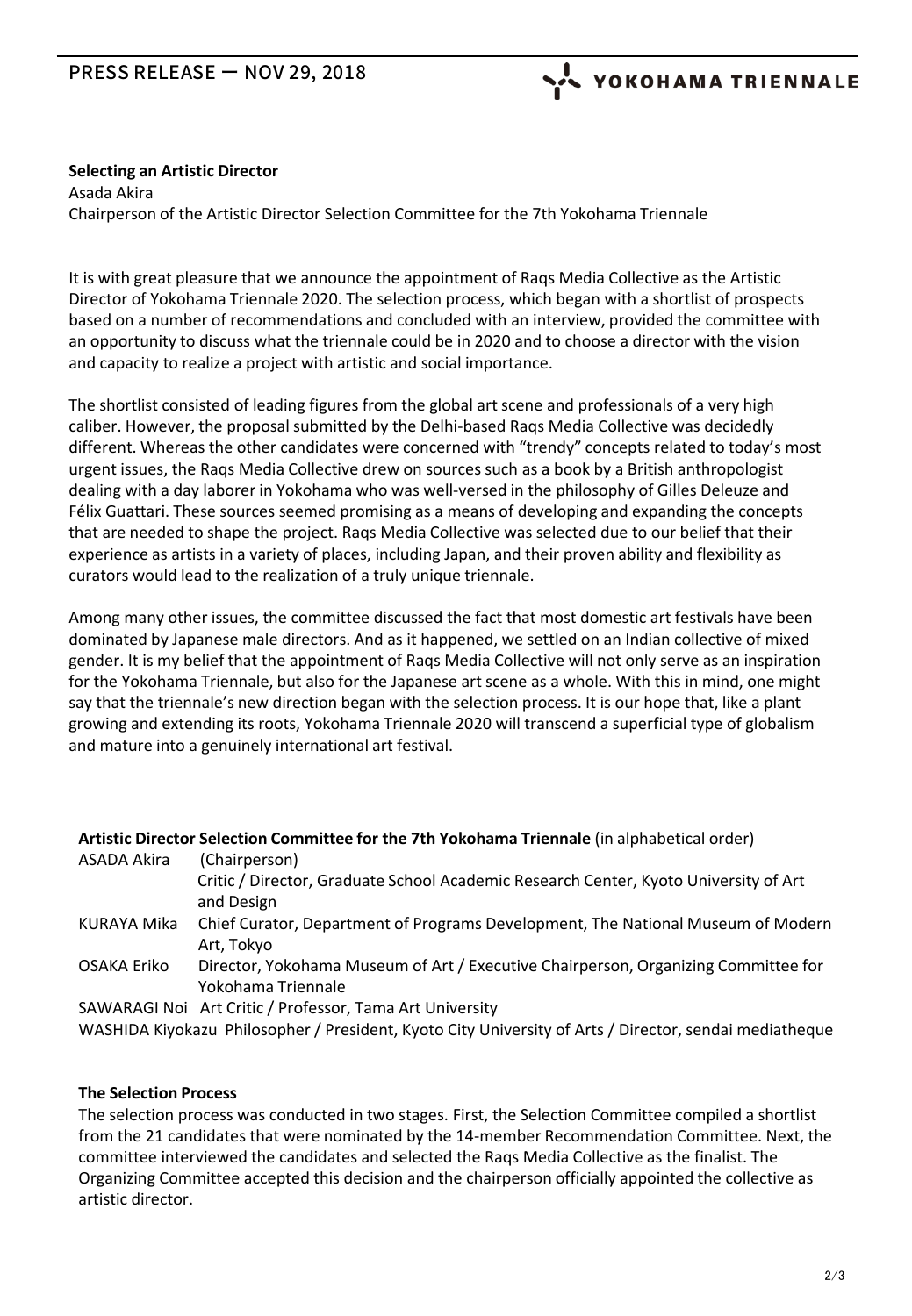**Selecting an Artistic Director**

Asada Akira
Chairperson of the Artistic Director Selection Committee for the 7th Yokohama Triennale

It is with great pleasure that we announce the appointment of Raqs Media Collective as the Artistic Director of Yokohama Triennale 2020. The selection process, which began with a shortlist of prospects based on a number of recommendations and concluded with an interview, provided the committee with an opportunity to discuss what the triennale could be in 2020 and to choose a director with the vision and capacity to realize a project with artistic and social importance.

The shortlist consisted of leading figures from the global art scene and professionals of a very high caliber. However, the proposal submitted by the Delhi-based Raqs Media Collective was decidedly different. Whereas the other candidates were concerned with "trendy" concepts related to today's most urgent issues, the Raqs Media Collective drew on sources such as a book by a British anthropologist dealing with a day laborer in Yokohama who was well-versed in the philosophy of Gilles Deleuze and Félix Guattari. These sources seemed promising as a means of developing and expanding the concepts that are needed to shape the project. Raqs Media Collective was selected due to our belief that their experience as artists in a variety of places, including Japan, and their proven ability and flexibility as curators would lead to the realization of a truly unique triennale.

Among many other issues, the committee discussed the fact that most domestic art festivals have been dominated by Japanese male directors. And as it happened, we settled on an Indian collective of mixed gender. It is my belief that the appointment of Raqs Media Collective will not only serve as an inspiration for the Yokohama Triennale, but also for the Japanese art scene as a whole. With this in mind, one might say that the triennale's new direction began with the selection process. It is our hope that, like a plant growing and extending its roots, Yokohama Triennale 2020 will transcend a superficial type of globalism and mature into a genuinely international art festival.

**Artistic Director Selection Committee for the 7th Yokohama Triennale** (in alphabetical order)

ASADA Akira (Chairperson)
Critic / Director, Graduate School Academic Research Center, Kyoto University of Art and Design

KURAYA Mika Chief Curator, Department of Programs Development, The National Museum of Modern Art, Tokyo

OSAKA Eriko Director, Yokohama Museum of Art / Executive Chairperson, Organizing Committee for Yokohama Triennale

SAWARAGI Noi Art Critic / Professor, Tama Art University

WASHIDA Kiyokazu Philosopher / President, Kyoto City University of Arts / Director, sendai mediatheque

**The Selection Process**

The selection process was conducted in two stages. First, the Selection Committee compiled a shortlist from the 21 candidates that were nominated by the 14-member Recommendation Committee. Next, the committee interviewed the candidates and selected the Raqs Media Collective as the finalist. The Organizing Committee accepted this decision and the chairperson officially appointed the collective as artistic director.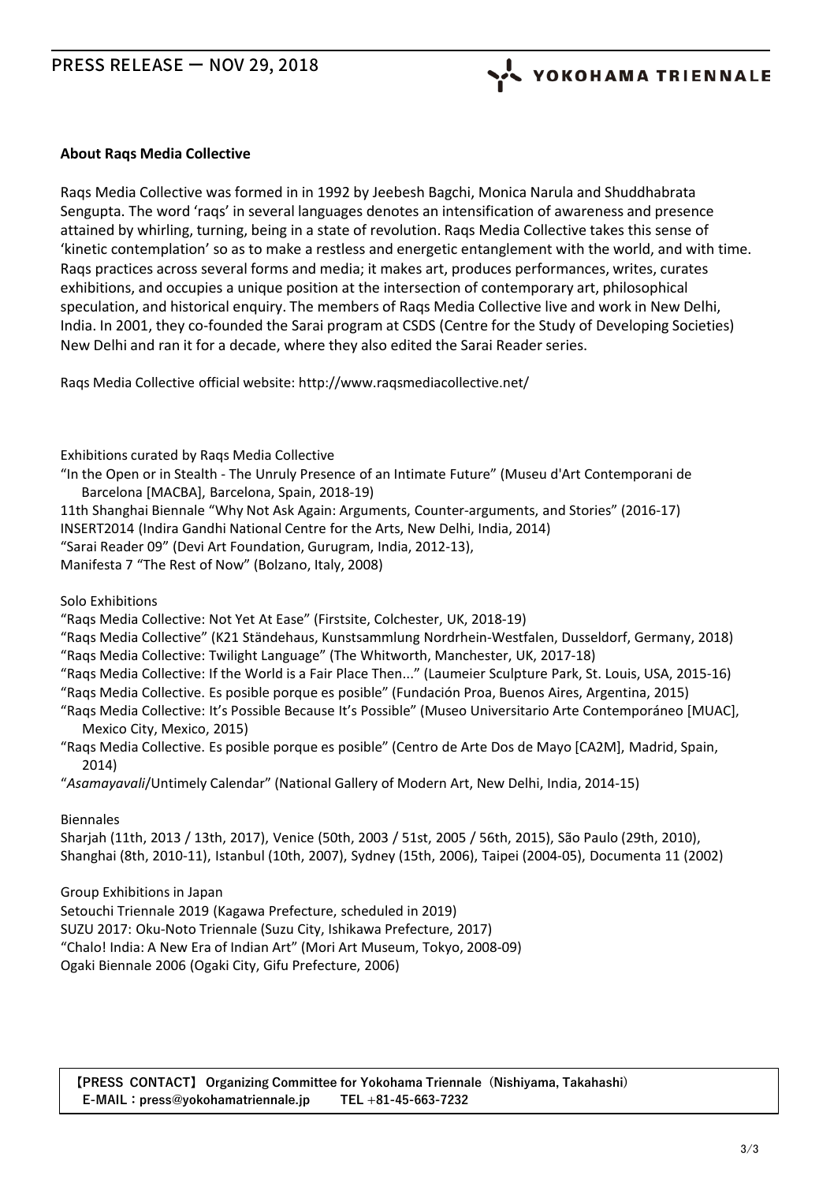**About Raqs Media Collective**

Raqs Media Collective was formed in in 1992 by Jeebesh Bagchi, Monica Narula and Shuddhabrata Sengupta. The word 'raqs' in several languages denotes an intensification of awareness and presence attained by whirling, turning, being in a state of revolution. Raqs Media Collective takes this sense of 'kinetic contemplation' so as to make a restless and energetic entanglement with the world, and with time. Raqs practices across several forms and media; it makes art, produces performances, writes, curates exhibitions, and occupies a unique position at the intersection of contemporary art, philosophical speculation, and historical enquiry. The members of Raqs Media Collective live and work in New Delhi, India. In 2001, they co-founded the Sarai program at CSDS (Centre for the Study of Developing Societies) New Delhi and ran it for a decade, where they also edited the Sarai Reader series.

Raqs Media Collective official website: http://www.raqsmediacollective.net/

Exhibitions curated by Raqs Media Collective

"In the Open or in Stealth - The Unruly Presence of an Intimate Future" (Museu d'Art Contemporani de Barcelona [MACBA], Barcelona, Spain, 2018-19)
11th Shanghai Biennale "Why Not Ask Again: Arguments, Counter-arguments, and Stories" (2016-17)
INSERT2014 (Indira Gandhi National Centre for the Arts, New Delhi, India, 2014)
"Sarai Reader 09" (Devi Art Foundation, Gurugram, India, 2012-13),
Manifesta 7 "The Rest of Now" (Bolzano, Italy, 2008)

Solo Exhibitions

"Raqs Media Collective: Not Yet At Ease" (Firstsite, Colchester, UK, 2018-19)
"Raqs Media Collective" (K21 Ständehaus, Kunstsammlung Nordrhein-Westfalen, Dusseldorf, Germany, 2018)
"Raqs Media Collective: Twilight Language" (The Whitworth, Manchester, UK, 2017-18)
"Raqs Media Collective: If the World is a Fair Place Then..." (Laumeier Sculpture Park, St. Louis, USA, 2015-16)
"Raqs Media Collective. Es posible porque es posible" (Fundación Proa, Buenos Aires, Argentina, 2015)
"Raqs Media Collective: It's Possible Because It's Possible" (Museo Universitario Arte Contemporáneo [MUAC], Mexico City, Mexico, 2015)
"Raqs Media Collective. Es posible porque es posible" (Centro de Arte Dos de Mayo [CA2M], Madrid, Spain, 2014)
"*Asamayavali*/Untimely Calendar" (National Gallery of Modern Art, New Delhi, India, 2014-15)

Biennales

Sharjah (11th, 2013 / 13th, 2017), Venice (50th, 2003 / 51st, 2005 / 56th, 2015), São Paulo (29th, 2010), Shanghai (8th, 2010-11), Istanbul (10th, 2007), Sydney (15th, 2006), Taipei (2004-05), Documenta 11 (2002)

Group Exhibitions in Japan

Setouchi Triennale 2019 (Kagawa Prefecture, scheduled in 2019)
SUZU 2017: Oku-Noto Triennale (Suzu City, Ishikawa Prefecture, 2017)
"Chalo! India: A New Era of Indian Art" (Mori Art Museum, Tokyo, 2008-09)
Ogaki Biennale 2006 (Ogaki City, Gifu Prefecture, 2006)

**【PRESS CONTACT】 Organizing Committee for Yokohama Triennale（Nishiyama, Takahashi）**
**E-MAIL：press@yokohamatriennale.jp　　TEL +81-45-663-7232**